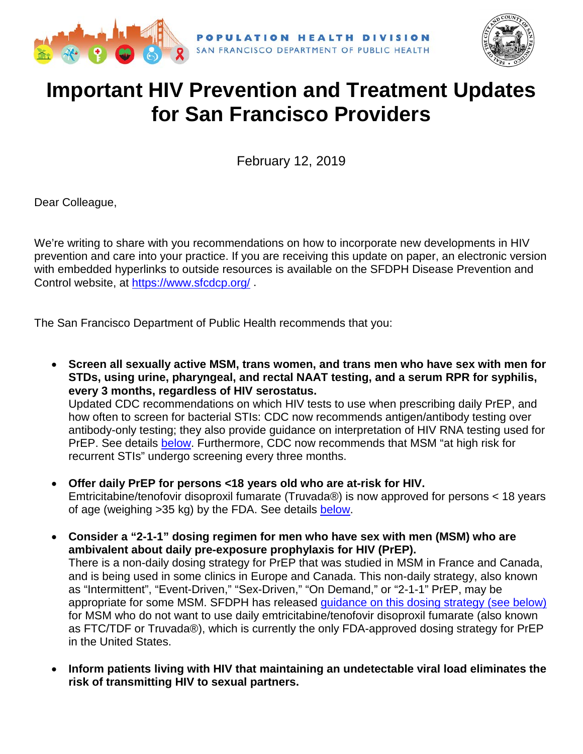POPULATION HEALTH DIVISION
SAN FRANCISCO DEPARTMENT OF PUBLIC HEALTH

# Important HIV Prevention and Treatment Updates for San Francisco Providers

February 12, 2019

Dear Colleague,

We're writing to share with you recommendations on how to incorporate new developments in HIV prevention and care into your practice. If you are receiving this update on paper, an electronic version with embedded hyperlinks to outside resources is available on the SFDPH Disease Prevention and Control website, at https://www.sfcdcp.org/ .

The San Francisco Department of Public Health recommends that you:

- **Screen all sexually active MSM, trans women, and trans men who have sex with men for STDs, using urine, pharyngeal, and rectal NAAT testing, and a serum RPR for syphilis, every 3 months, regardless of HIV serostatus.**
  Updated CDC recommendations on which HIV tests to use when prescribing daily PrEP, and how often to screen for bacterial STIs: CDC now recommends antigen/antibody testing over antibody-only testing; they also provide guidance on interpretation of HIV RNA testing used for PrEP. See details below. Furthermore, CDC now recommends that MSM "at high risk for recurrent STIs" undergo screening every three months.

- **Offer daily PrEP for persons <18 years old who are at-risk for HIV.**
  Emtricitabine/tenofovir disoproxil fumarate (Truvada®) is now approved for persons < 18 years of age (weighing >35 kg) by the FDA. See details below.

- **Consider a "2-1-1" dosing regimen for men who have sex with men (MSM) who are ambivalent about daily pre-exposure prophylaxis for HIV (PrEP).**
  There is a non-daily dosing strategy for PrEP that was studied in MSM in France and Canada, and is being used in some clinics in Europe and Canada. This non-daily strategy, also known as "Intermittent", "Event-Driven," "Sex-Driven," "On Demand," or "2-1-1" PrEP, may be appropriate for some MSM. SFDPH has released guidance on this dosing strategy (see below) for MSM who do not want to use daily emtricitabine/tenofovir disoproxil fumarate (also known as FTC/TDF or Truvada®), which is currently the only FDA-approved dosing strategy for PrEP in the United States.

- **Inform patients living with HIV that maintaining an undetectable viral load eliminates the risk of transmitting HIV to sexual partners.**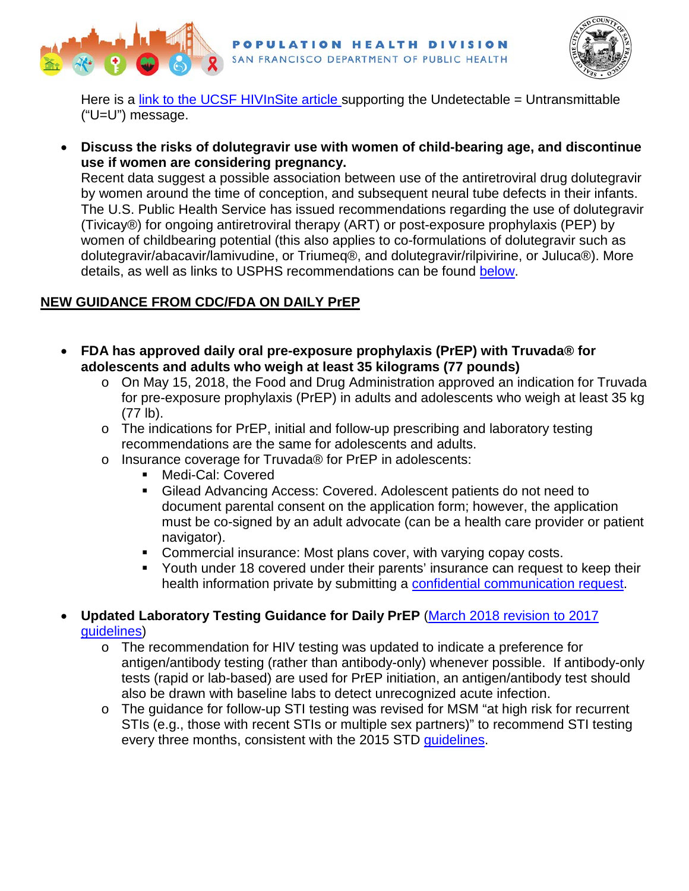Here is a [link to the UCSF HIVInSite article ](#)supporting the Undetectable = Untransmittable ("U=U") message.

- **Discuss the risks of dolutegravir use with women of child-bearing age, and discontinue use if women are considering pregnancy.**
  Recent data suggest a possible association between use of the antiretroviral drug dolutegravir by women around the time of conception, and subsequent neural tube defects in their infants. The U.S. Public Health Service has issued recommendations regarding the use of dolutegravir (Tivicay®) for ongoing antiretroviral therapy (ART) or post-exposure prophylaxis (PEP) by women of childbearing potential (this also applies to co-formulations of dolutegravir such as dolutegravir/abacavir/lamivudine, or Triumeq®, and dolutegravir/rilpivirine, or Juluca®). More details, as well as links to USPHS recommendations can be found [below](#).

## NEW GUIDANCE FROM CDC/FDA ON DAILY PrEP

- **FDA has approved daily oral pre-exposure prophylaxis (PrEP) with Truvada® for adolescents and adults who weigh at least 35 kilograms (77 pounds)**
  - On May 15, 2018, the Food and Drug Administration approved an indication for Truvada for pre-exposure prophylaxis (PrEP) in adults and adolescents who weigh at least 35 kg (77 lb).
  - The indications for PrEP, initial and follow-up prescribing and laboratory testing recommendations are the same for adolescents and adults.
  - Insurance coverage for Truvada® for PrEP in adolescents:
    - Medi-Cal: Covered
    - Gilead Advancing Access: Covered. Adolescent patients do not need to document parental consent on the application form; however, the application must be co-signed by an adult advocate (can be a health care provider or patient navigator).
    - Commercial insurance: Most plans cover, with varying copay costs.
    - Youth under 18 covered under their parents' insurance can request to keep their health information private by submitting a [confidential communication request](#).

- **Updated Laboratory Testing Guidance for Daily PrEP** ([March 2018 revision to 2017 guidelines](#))
  - The recommendation for HIV testing was updated to indicate a preference for antigen/antibody testing (rather than antibody-only) whenever possible. If antibody-only tests (rapid or lab-based) are used for PrEP initiation, an antigen/antibody test should also be drawn with baseline labs to detect unrecognized acute infection.
  - The guidance for follow-up STI testing was revised for MSM "at high risk for recurrent STIs (e.g., those with recent STIs or multiple sex partners)" to recommend STI testing every three months, consistent with the 2015 STD [guidelines](#).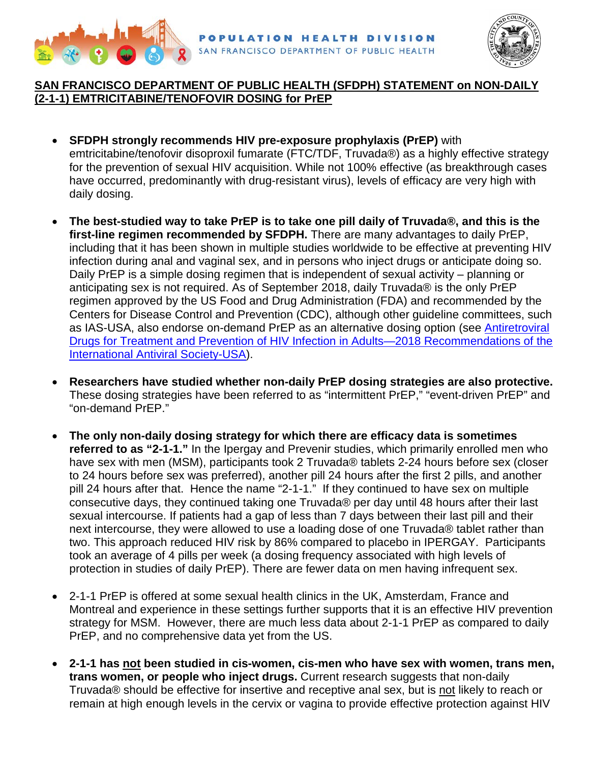**SAN FRANCISCO DEPARTMENT OF PUBLIC HEALTH (SFDPH) STATEMENT on NON-DAILY (2-1-1) EMTRICITABINE/TENOFOVIR DOSING for PrEP**

- **SFDPH strongly recommends HIV pre-exposure prophylaxis (PrEP)** with emtricitabine/tenofovir disoproxil fumarate (FTC/TDF, Truvada®) as a highly effective strategy for the prevention of sexual HIV acquisition. While not 100% effective (as breakthrough cases have occurred, predominantly with drug-resistant virus), levels of efficacy are very high with daily dosing.

- **The best-studied way to take PrEP is to take one pill daily of Truvada®, and this is the first-line regimen recommended by SFDPH.** There are many advantages to daily PrEP, including that it has been shown in multiple studies worldwide to be effective at preventing HIV infection during anal and vaginal sex, and in persons who inject drugs or anticipate doing so. Daily PrEP is a simple dosing regimen that is independent of sexual activity – planning or anticipating sex is not required. As of September 2018, daily Truvada® is the only PrEP regimen approved by the US Food and Drug Administration (FDA) and recommended by the Centers for Disease Control and Prevention (CDC), although other guideline committees, such as IAS-USA, also endorse on-demand PrEP as an alternative dosing option (see [Antiretroviral Drugs for Treatment and Prevention of HIV Infection in Adults—2018 Recommendations of the International Antiviral Society-USA](#)).

- **Researchers have studied whether non-daily PrEP dosing strategies are also protective.** These dosing strategies have been referred to as "intermittent PrEP," "event-driven PrEP" and "on-demand PrEP."

- **The only non-daily dosing strategy for which there are efficacy data is sometimes referred to as "2-1-1."** In the Ipergay and Prevenir studies, which primarily enrolled men who have sex with men (MSM), participants took 2 Truvada® tablets 2-24 hours before sex (closer to 24 hours before sex was preferred), another pill 24 hours after the first 2 pills, and another pill 24 hours after that. Hence the name "2-1-1." If they continued to have sex on multiple consecutive days, they continued taking one Truvada® per day until 48 hours after their last sexual intercourse. If patients had a gap of less than 7 days between their last pill and their next intercourse, they were allowed to use a loading dose of one Truvada® tablet rather than two. This approach reduced HIV risk by 86% compared to placebo in IPERGAY. Participants took an average of 4 pills per week (a dosing frequency associated with high levels of protection in studies of daily PrEP). There are fewer data on men having infrequent sex.

- 2-1-1 PrEP is offered at some sexual health clinics in the UK, Amsterdam, France and Montreal and experience in these settings further supports that it is an effective HIV prevention strategy for MSM. However, there are much less data about 2-1-1 PrEP as compared to daily PrEP, and no comprehensive data yet from the US.

- **2-1-1 has <u>not</u> been studied in cis-women, cis-men who have sex with women, trans men, trans women, or people who inject drugs.** Current research suggests that non-daily Truvada® should be effective for insertive and receptive anal sex, but is <u>not</u> likely to reach or remain at high enough levels in the cervix or vagina to provide effective protection against HIV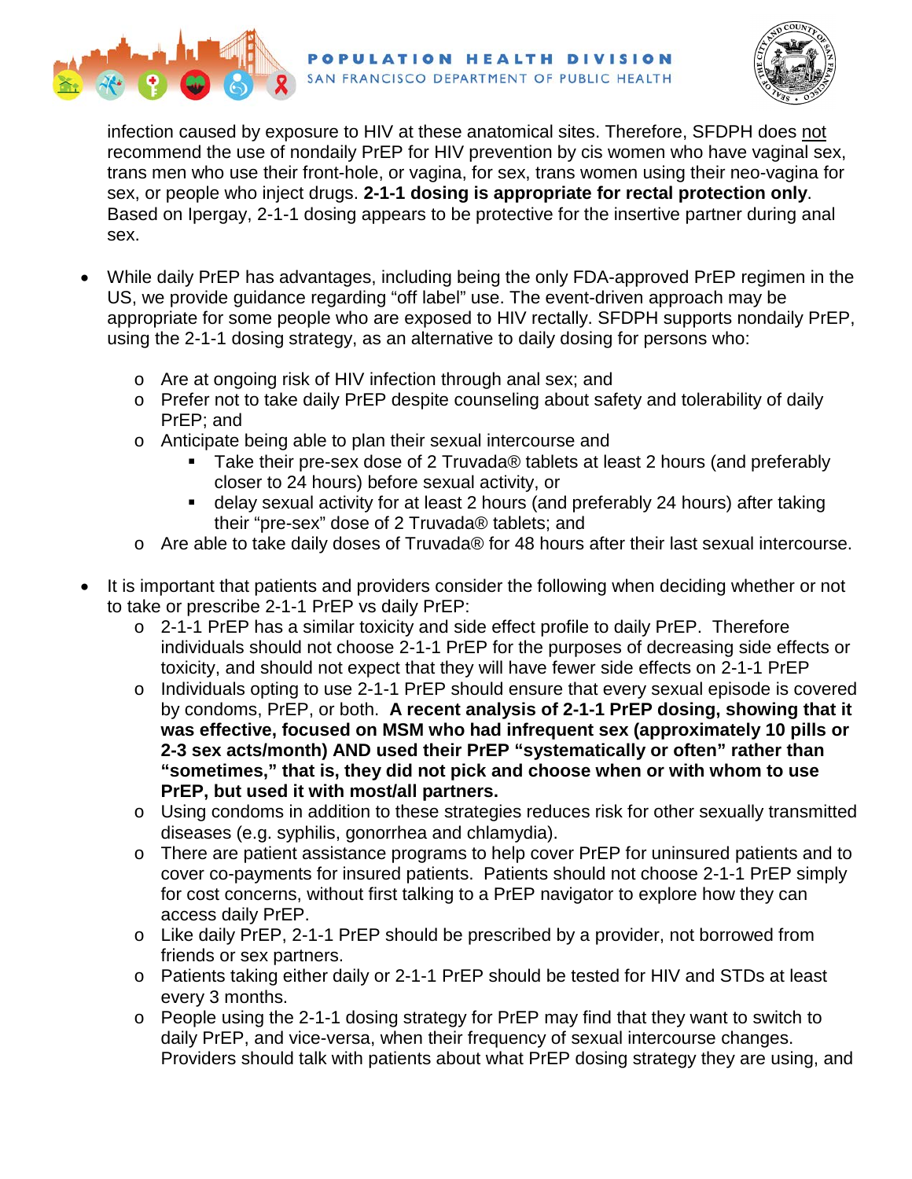infection caused by exposure to HIV at these anatomical sites. Therefore, SFDPH does not recommend the use of nondaily PrEP for HIV prevention by cis women who have vaginal sex, trans men who use their front-hole, or vagina, for sex, trans women using their neo-vagina for sex, or people who inject drugs. **2-1-1 dosing is appropriate for rectal protection only**. Based on Ipergay, 2-1-1 dosing appears to be protective for the insertive partner during anal sex.

- While daily PrEP has advantages, including being the only FDA-approved PrEP regimen in the US, we provide guidance regarding "off label" use. The event-driven approach may be appropriate for some people who are exposed to HIV rectally. SFDPH supports nondaily PrEP, using the 2-1-1 dosing strategy, as an alternative to daily dosing for persons who:
  - Are at ongoing risk of HIV infection through anal sex; and
  - Prefer not to take daily PrEP despite counseling about safety and tolerability of daily PrEP; and
  - Anticipate being able to plan their sexual intercourse and
    - Take their pre-sex dose of 2 Truvada® tablets at least 2 hours (and preferably closer to 24 hours) before sexual activity, or
    - delay sexual activity for at least 2 hours (and preferably 24 hours) after taking their "pre-sex" dose of 2 Truvada® tablets; and
  - Are able to take daily doses of Truvada® for 48 hours after their last sexual intercourse.

- It is important that patients and providers consider the following when deciding whether or not to take or prescribe 2-1-1 PrEP vs daily PrEP:
  - 2-1-1 PrEP has a similar toxicity and side effect profile to daily PrEP. Therefore individuals should not choose 2-1-1 PrEP for the purposes of decreasing side effects or toxicity, and should not expect that they will have fewer side effects on 2-1-1 PrEP
  - Individuals opting to use 2-1-1 PrEP should ensure that every sexual episode is covered by condoms, PrEP, or both. **A recent analysis of 2-1-1 PrEP dosing, showing that it was effective, focused on MSM who had infrequent sex (approximately 10 pills or 2-3 sex acts/month) AND used their PrEP "systematically or often" rather than "sometimes," that is, they did not pick and choose when or with whom to use PrEP, but used it with most/all partners.**
  - Using condoms in addition to these strategies reduces risk for other sexually transmitted diseases (e.g. syphilis, gonorrhea and chlamydia).
  - There are patient assistance programs to help cover PrEP for uninsured patients and to cover co-payments for insured patients. Patients should not choose 2-1-1 PrEP simply for cost concerns, without first talking to a PrEP navigator to explore how they can access daily PrEP.
  - Like daily PrEP, 2-1-1 PrEP should be prescribed by a provider, not borrowed from friends or sex partners.
  - Patients taking either daily or 2-1-1 PrEP should be tested for HIV and STDs at least every 3 months.
  - People using the 2-1-1 dosing strategy for PrEP may find that they want to switch to daily PrEP, and vice-versa, when their frequency of sexual intercourse changes. Providers should talk with patients about what PrEP dosing strategy they are using, and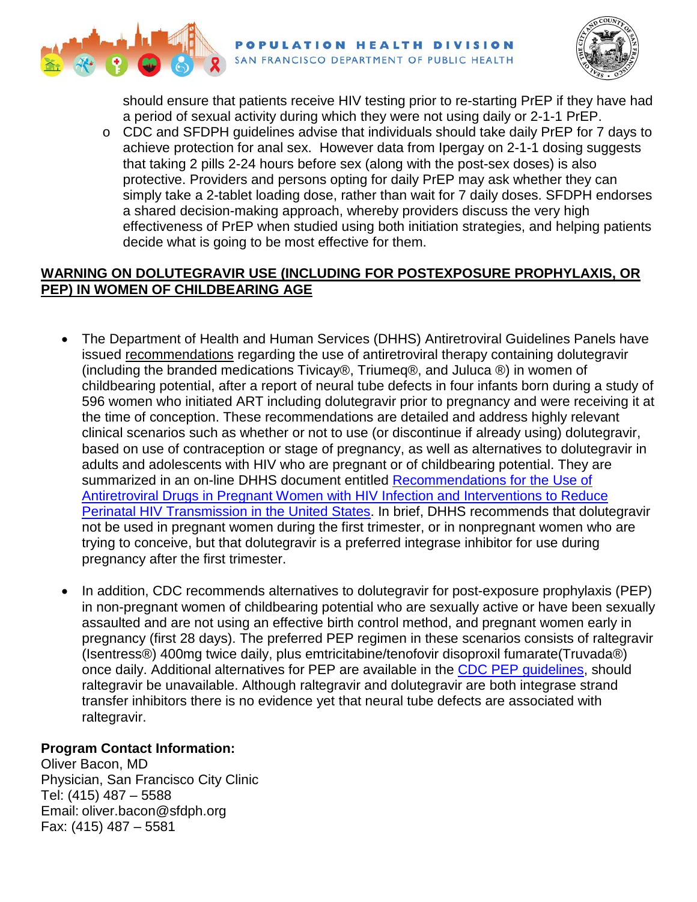should ensure that patients receive HIV testing prior to re-starting PrEP if they have had a period of sexual activity during which they were not using daily or 2-1-1 PrEP.

- CDC and SFDPH guidelines advise that individuals should take daily PrEP for 7 days to achieve protection for anal sex. However data from Ipergay on 2-1-1 dosing suggests that taking 2 pills 2-24 hours before sex (along with the post-sex doses) is also protective. Providers and persons opting for daily PrEP may ask whether they can simply take a 2-tablet loading dose, rather than wait for 7 daily doses. SFDPH endorses a shared decision-making approach, whereby providers discuss the very high effectiveness of PrEP when studied using both initiation strategies, and helping patients decide what is going to be most effective for them.

**WARNING ON DOLUTEGRAVIR USE (INCLUDING FOR POSTEXPOSURE PROPHYLAXIS, OR PEP) IN WOMEN OF CHILDBEARING AGE**

- The Department of Health and Human Services (DHHS) Antiretroviral Guidelines Panels have issued recommendations regarding the use of antiretroviral therapy containing dolutegravir (including the branded medications Tivicay®, Triumeq®, and Juluca ®) in women of childbearing potential, after a report of neural tube defects in four infants born during a study of 596 women who initiated ART including dolutegravir prior to pregnancy and were receiving it at the time of conception. These recommendations are detailed and address highly relevant clinical scenarios such as whether or not to use (or discontinue if already using) dolutegravir, based on use of contraception or stage of pregnancy, as well as alternatives to dolutegravir in adults and adolescents with HIV who are pregnant or of childbearing potential. They are summarized in an on-line DHHS document entitled Recommendations for the Use of Antiretroviral Drugs in Pregnant Women with HIV Infection and Interventions to Reduce Perinatal HIV Transmission in the United States. In brief, DHHS recommends that dolutegravir not be used in pregnant women during the first trimester, or in nonpregnant women who are trying to conceive, but that dolutegravir is a preferred integrase inhibitor for use during pregnancy after the first trimester.

- In addition, CDC recommends alternatives to dolutegravir for post-exposure prophylaxis (PEP) in non-pregnant women of childbearing potential who are sexually active or have been sexually assaulted and are not using an effective birth control method, and pregnant women early in pregnancy (first 28 days). The preferred PEP regimen in these scenarios consists of raltegravir (Isentress®) 400mg twice daily, plus emtricitabine/tenofovir disoproxil fumarate(Truvada®) once daily. Additional alternatives for PEP are available in the CDC PEP guidelines, should raltegravir be unavailable. Although raltegravir and dolutegravir are both integrase strand transfer inhibitors there is no evidence yet that neural tube defects are associated with raltegravir.

**Program Contact Information:**
Oliver Bacon, MD
Physician, San Francisco City Clinic
Tel: (415) 487 – 5588
Email: oliver.bacon@sfdph.org
Fax: (415) 487 – 5581